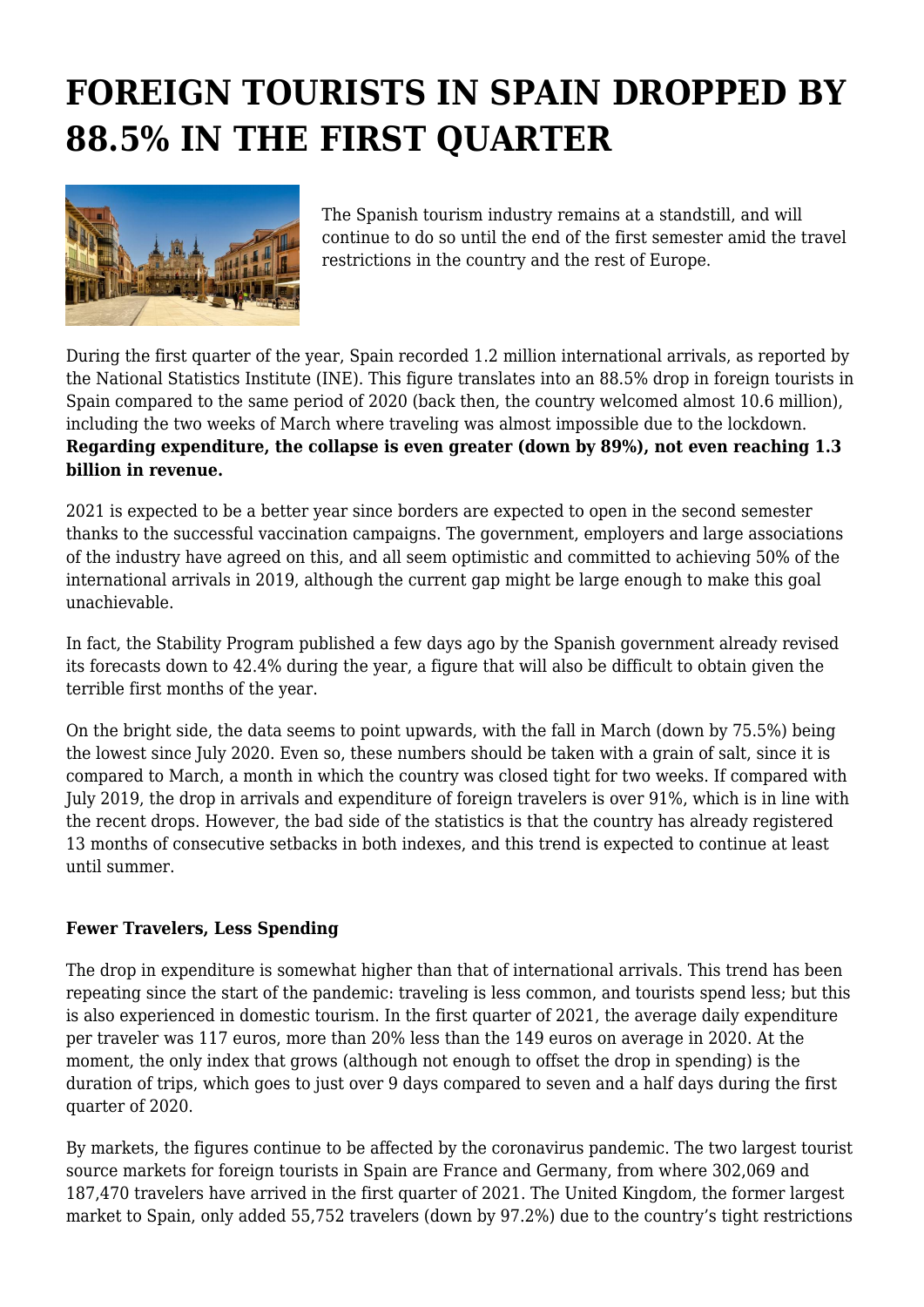# FOREIGN TOURISTS IN SPAIN DROPPED BY 88.5% IN THE FIRST QUARTER

The Spanish tourism industry remains at a standstill, and will continue to do so until the end of the first semester amid the travel restrictions in the country and the rest of Europe.

During the first quarter of the year, Spain recorded 1.2 million international arrivals, as reported by the National Statistics Institute (INE). This figure translates into an 88.5% drop in foreign tourists in Spain compared to the same period of 2020 (back then, the country welcomed almost 10.6 million), including the two weeks of March where traveling was almost impossible due to the lockdown. **Regarding expenditure, the collapse is even greater (down by 89%), not even reaching 1.3 billion in revenue.**

2021 is expected to be a better year since borders are expected to open in the second semester thanks to the successful vaccination campaigns. The government, employers and large associations of the industry have agreed on this, and all seem optimistic and committed to achieving 50% of the international arrivals in 2019, although the current gap might be large enough to make this goal unachievable.

In fact, the Stability Program published a few days ago by the Spanish government already revised its forecasts down to 42.4% during the year, a figure that will also be difficult to obtain given the terrible first months of the year.

On the bright side, the data seems to point upwards, with the fall in March (down by 75.5%) being the lowest since July 2020. Even so, these numbers should be taken with a grain of salt, since it is compared to March, a month in which the country was closed tight for two weeks. If compared with July 2019, the drop in arrivals and expenditure of foreign travelers is over 91%, which is in line with the recent drops. However, the bad side of the statistics is that the country has already registered 13 months of consecutive setbacks in both indexes, and this trend is expected to continue at least until summer.

**Fewer Travelers, Less Spending**

The drop in expenditure is somewhat higher than that of international arrivals. This trend has been repeating since the start of the pandemic: traveling is less common, and tourists spend less; but this is also experienced in domestic tourism. In the first quarter of 2021, the average daily expenditure per traveler was 117 euros, more than 20% less than the 149 euros on average in 2020. At the moment, the only index that grows (although not enough to offset the drop in spending) is the duration of trips, which goes to just over 9 days compared to seven and a half days during the first quarter of 2020.

By markets, the figures continue to be affected by the coronavirus pandemic. The two largest tourist source markets for foreign tourists in Spain are France and Germany, from where 302,069 and 187,470 travelers have arrived in the first quarter of 2021. The United Kingdom, the former largest market to Spain, only added 55,752 travelers (down by 97.2%) due to the country's tight restrictions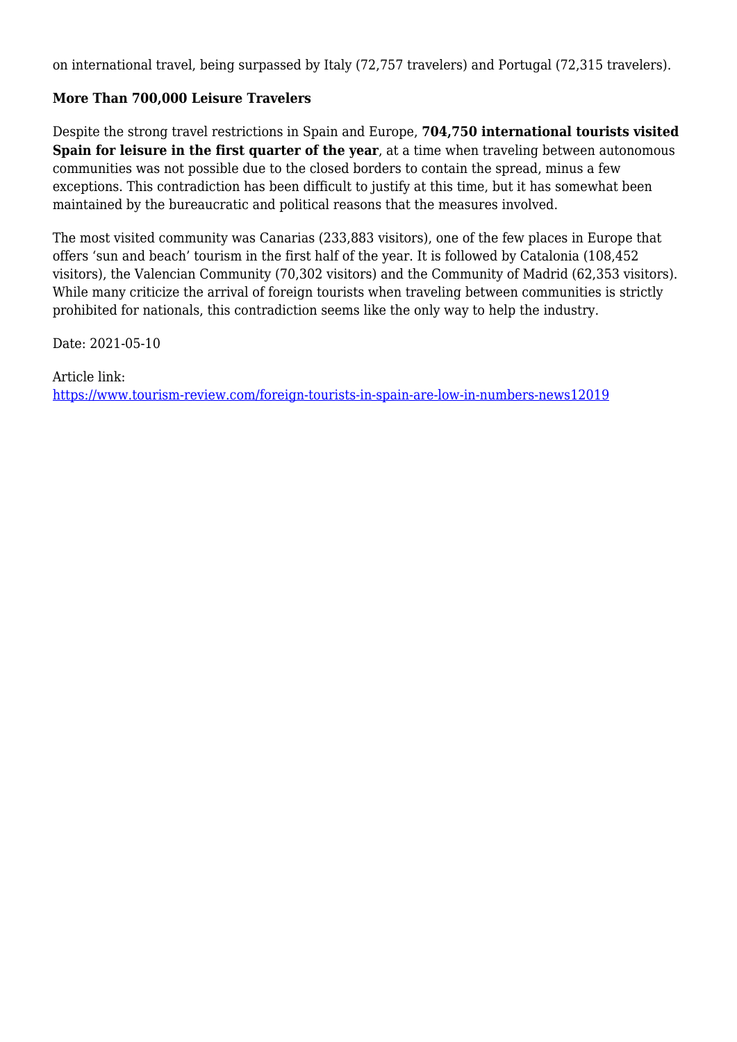on international travel, being surpassed by Italy (72,757 travelers) and Portugal (72,315 travelers).

### More Than 700,000 Leisure Travelers

Despite the strong travel restrictions in Spain and Europe, **704,750 international tourists visited Spain for leisure in the first quarter of the year**, at a time when traveling between autonomous communities was not possible due to the closed borders to contain the spread, minus a few exceptions. This contradiction has been difficult to justify at this time, but it has somewhat been maintained by the bureaucratic and political reasons that the measures involved.

The most visited community was Canarias (233,883 visitors), one of the few places in Europe that offers 'sun and beach' tourism in the first half of the year. It is followed by Catalonia (108,452 visitors), the Valencian Community (70,302 visitors) and the Community of Madrid (62,353 visitors). While many criticize the arrival of foreign tourists when traveling between communities is strictly prohibited for nationals, this contradiction seems like the only way to help the industry.

Date: 2021-05-10

Article link:
[https://www.tourism-review.com/foreign-tourists-in-spain-are-low-in-numbers-news12019](https://www.tourism-review.com/foreign-tourists-in-spain-are-low-in-numbers-news12019)